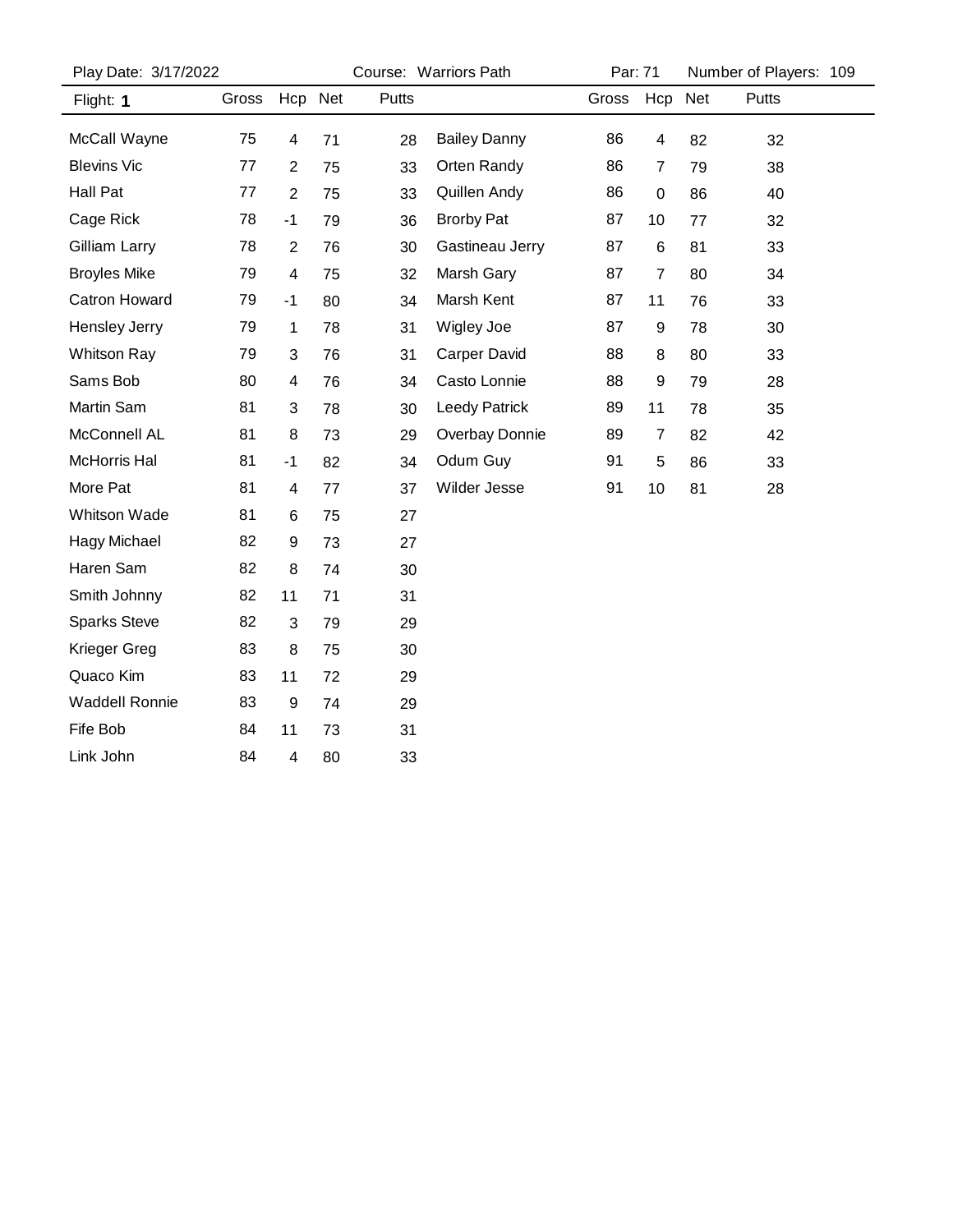Play Date: 3/17/2022 | Course: Warriors Path | Par: 71 | Number of Players: 109

| Flight: **1** | Gross | Hcp | Net | Putts | | Gross | Hcp | Net | Putts |
|---|---|---|---|---|---|---|---|---|---|
| McCall Wayne | 75 | 4 | 71 | 28 | Bailey Danny | 86 | 4 | 82 | 32 |
| Blevins Vic | 77 | 2 | 75 | 33 | Orten Randy | 86 | 7 | 79 | 38 |
| Hall Pat | 77 | 2 | 75 | 33 | Quillen Andy | 86 | 0 | 86 | 40 |
| Cage Rick | 78 | -1 | 79 | 36 | Brorby Pat | 87 | 10 | 77 | 32 |
| Gilliam Larry | 78 | 2 | 76 | 30 | Gastineau Jerry | 87 | 6 | 81 | 33 |
| Broyles Mike | 79 | 4 | 75 | 32 | Marsh Gary | 87 | 7 | 80 | 34 |
| Catron Howard | 79 | -1 | 80 | 34 | Marsh Kent | 87 | 11 | 76 | 33 |
| Hensley Jerry | 79 | 1 | 78 | 31 | Wigley Joe | 87 | 9 | 78 | 30 |
| Whitson Ray | 79 | 3 | 76 | 31 | Carper David | 88 | 8 | 80 | 33 |
| Sams Bob | 80 | 4 | 76 | 34 | Casto Lonnie | 88 | 9 | 79 | 28 |
| Martin Sam | 81 | 3 | 78 | 30 | Leedy Patrick | 89 | 11 | 78 | 35 |
| McConnell AL | 81 | 8 | 73 | 29 | Overbay Donnie | 89 | 7 | 82 | 42 |
| McHorris Hal | 81 | -1 | 82 | 34 | Odum Guy | 91 | 5 | 86 | 33 |
| More Pat | 81 | 4 | 77 | 37 | Wilder Jesse | 91 | 10 | 81 | 28 |
| Whitson Wade | 81 | 6 | 75 | 27 | | | | | |
| Hagy Michael | 82 | 9 | 73 | 27 | | | | | |
| Haren Sam | 82 | 8 | 74 | 30 | | | | | |
| Smith Johnny | 82 | 11 | 71 | 31 | | | | | |
| Sparks Steve | 82 | 3 | 79 | 29 | | | | | |
| Krieger Greg | 83 | 8 | 75 | 30 | | | | | |
| Quaco Kim | 83 | 11 | 72 | 29 | | | | | |
| Waddell Ronnie | 83 | 9 | 74 | 29 | | | | | |
| Fife Bob | 84 | 11 | 73 | 31 | | | | | |
| Link John | 84 | 4 | 80 | 33 | | | | | |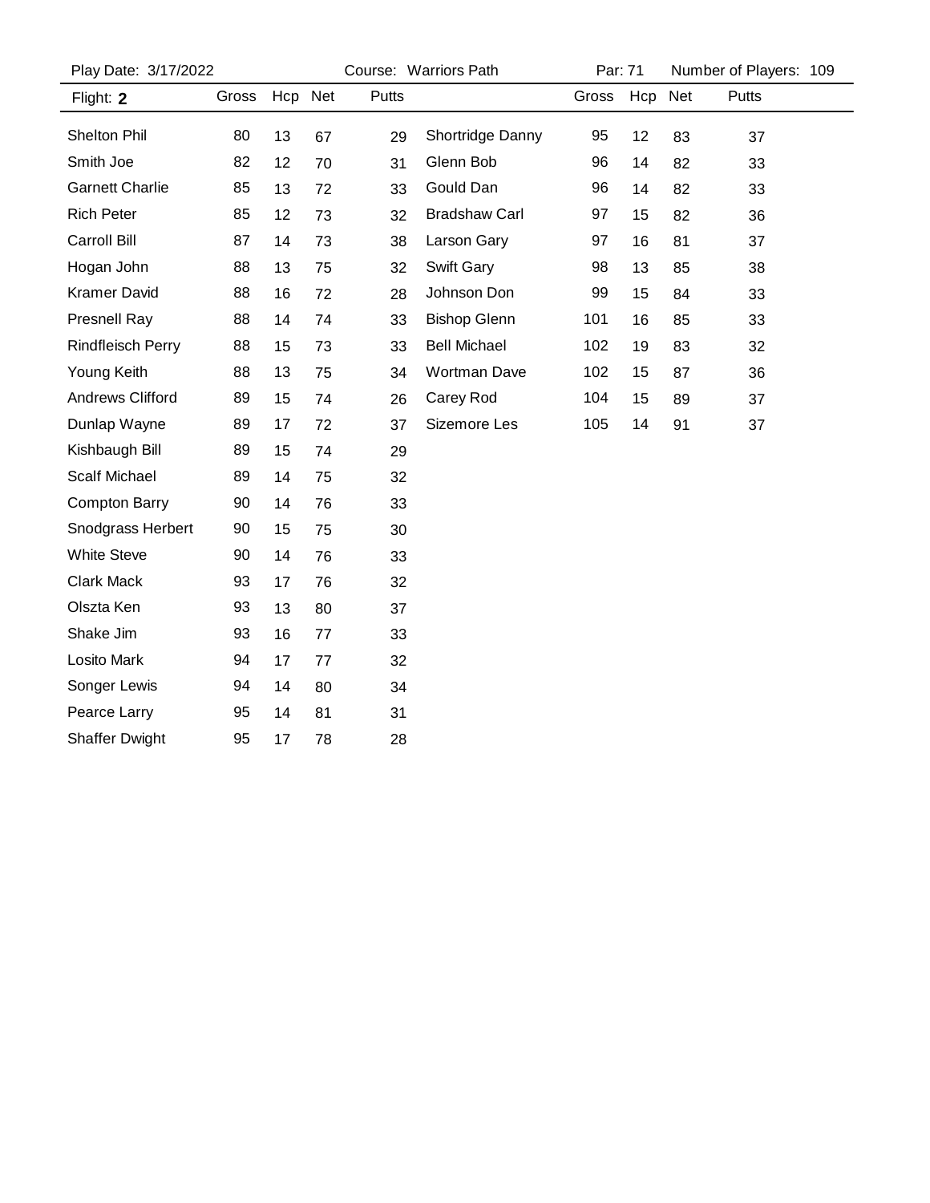Play Date: 3/17/2022 Course: Warriors Path Par: 71 Number of Players: 109

| Flight: **2** | Gross | Hcp | Net | Putts | | Gross | Hcp | Net | Putts |
|---|---|---|---|---|---|---|---|---|---|
| Shelton Phil | 80 | 13 | 67 | 29 | Shortridge Danny | 95 | 12 | 83 | 37 |
| Smith Joe | 82 | 12 | 70 | 31 | Glenn Bob | 96 | 14 | 82 | 33 |
| Garnett Charlie | 85 | 13 | 72 | 33 | Gould Dan | 96 | 14 | 82 | 33 |
| Rich Peter | 85 | 12 | 73 | 32 | Bradshaw Carl | 97 | 15 | 82 | 36 |
| Carroll Bill | 87 | 14 | 73 | 38 | Larson Gary | 97 | 16 | 81 | 37 |
| Hogan John | 88 | 13 | 75 | 32 | Swift Gary | 98 | 13 | 85 | 38 |
| Kramer David | 88 | 16 | 72 | 28 | Johnson Don | 99 | 15 | 84 | 33 |
| Presnell Ray | 88 | 14 | 74 | 33 | Bishop Glenn | 101 | 16 | 85 | 33 |
| Rindfleisch Perry | 88 | 15 | 73 | 33 | Bell Michael | 102 | 19 | 83 | 32 |
| Young Keith | 88 | 13 | 75 | 34 | Wortman Dave | 102 | 15 | 87 | 36 |
| Andrews Clifford | 89 | 15 | 74 | 26 | Carey Rod | 104 | 15 | 89 | 37 |
| Dunlap Wayne | 89 | 17 | 72 | 37 | Sizemore Les | 105 | 14 | 91 | 37 |
| Kishbaugh Bill | 89 | 15 | 74 | 29 | | | | | |
| Scalf Michael | 89 | 14 | 75 | 32 | | | | | |
| Compton Barry | 90 | 14 | 76 | 33 | | | | | |
| Snodgrass Herbert | 90 | 15 | 75 | 30 | | | | | |
| White Steve | 90 | 14 | 76 | 33 | | | | | |
| Clark Mack | 93 | 17 | 76 | 32 | | | | | |
| Olszta Ken | 93 | 13 | 80 | 37 | | | | | |
| Shake Jim | 93 | 16 | 77 | 33 | | | | | |
| Losito Mark | 94 | 17 | 77 | 32 | | | | | |
| Songer Lewis | 94 | 14 | 80 | 34 | | | | | |
| Pearce Larry | 95 | 14 | 81 | 31 | | | | | |
| Shaffer Dwight | 95 | 17 | 78 | 28 | | | | | |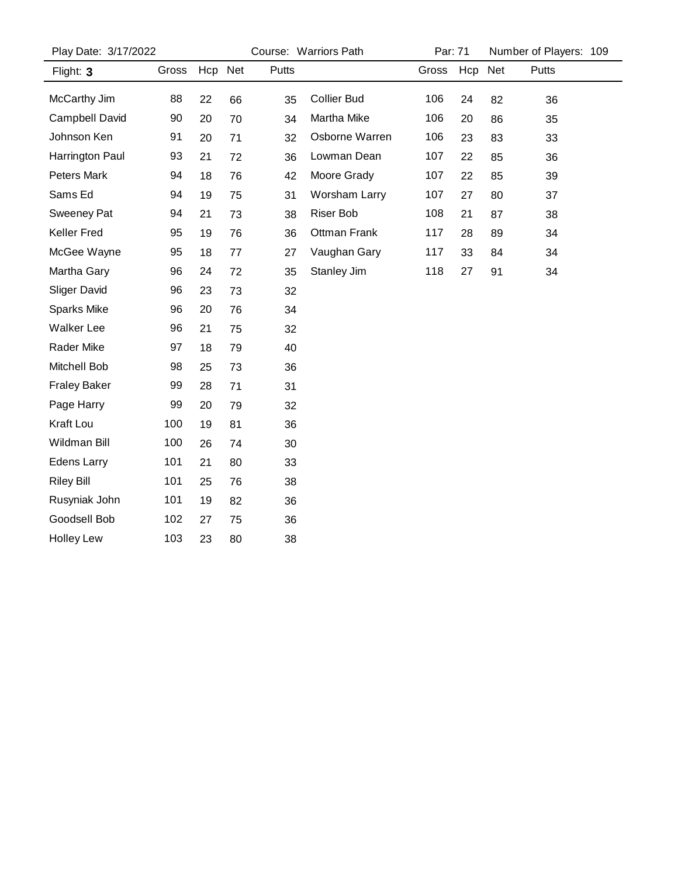Play Date: 3/17/2022 Course: Warriors Path Par: 71 Number of Players: 109

| Flight: **3** | Gross | Hcp | Net | Putts | | Gross | Hcp | Net | Putts |
|---|---|---|---|---|---|---|---|---|---|
| McCarthy Jim | 88 | 22 | 66 | 35 | Collier Bud | 106 | 24 | 82 | 36 |
| Campbell David | 90 | 20 | 70 | 34 | Martha Mike | 106 | 20 | 86 | 35 |
| Johnson Ken | 91 | 20 | 71 | 32 | Osborne Warren | 106 | 23 | 83 | 33 |
| Harrington Paul | 93 | 21 | 72 | 36 | Lowman Dean | 107 | 22 | 85 | 36 |
| Peters Mark | 94 | 18 | 76 | 42 | Moore Grady | 107 | 22 | 85 | 39 |
| Sams Ed | 94 | 19 | 75 | 31 | Worsham Larry | 107 | 27 | 80 | 37 |
| Sweeney Pat | 94 | 21 | 73 | 38 | Riser Bob | 108 | 21 | 87 | 38 |
| Keller Fred | 95 | 19 | 76 | 36 | Ottman Frank | 117 | 28 | 89 | 34 |
| McGee Wayne | 95 | 18 | 77 | 27 | Vaughan Gary | 117 | 33 | 84 | 34 |
| Martha Gary | 96 | 24 | 72 | 35 | Stanley Jim | 118 | 27 | 91 | 34 |
| Sliger David | 96 | 23 | 73 | 32 | | | | | |
| Sparks Mike | 96 | 20 | 76 | 34 | | | | | |
| Walker Lee | 96 | 21 | 75 | 32 | | | | | |
| Rader Mike | 97 | 18 | 79 | 40 | | | | | |
| Mitchell Bob | 98 | 25 | 73 | 36 | | | | | |
| Fraley Baker | 99 | 28 | 71 | 31 | | | | | |
| Page Harry | 99 | 20 | 79 | 32 | | | | | |
| Kraft Lou | 100 | 19 | 81 | 36 | | | | | |
| Wildman Bill | 100 | 26 | 74 | 30 | | | | | |
| Edens Larry | 101 | 21 | 80 | 33 | | | | | |
| Riley Bill | 101 | 25 | 76 | 38 | | | | | |
| Rusyniak John | 101 | 19 | 82 | 36 | | | | | |
| Goodsell Bob | 102 | 27 | 75 | 36 | | | | | |
| Holley Lew | 103 | 23 | 80 | 38 | | | | | |